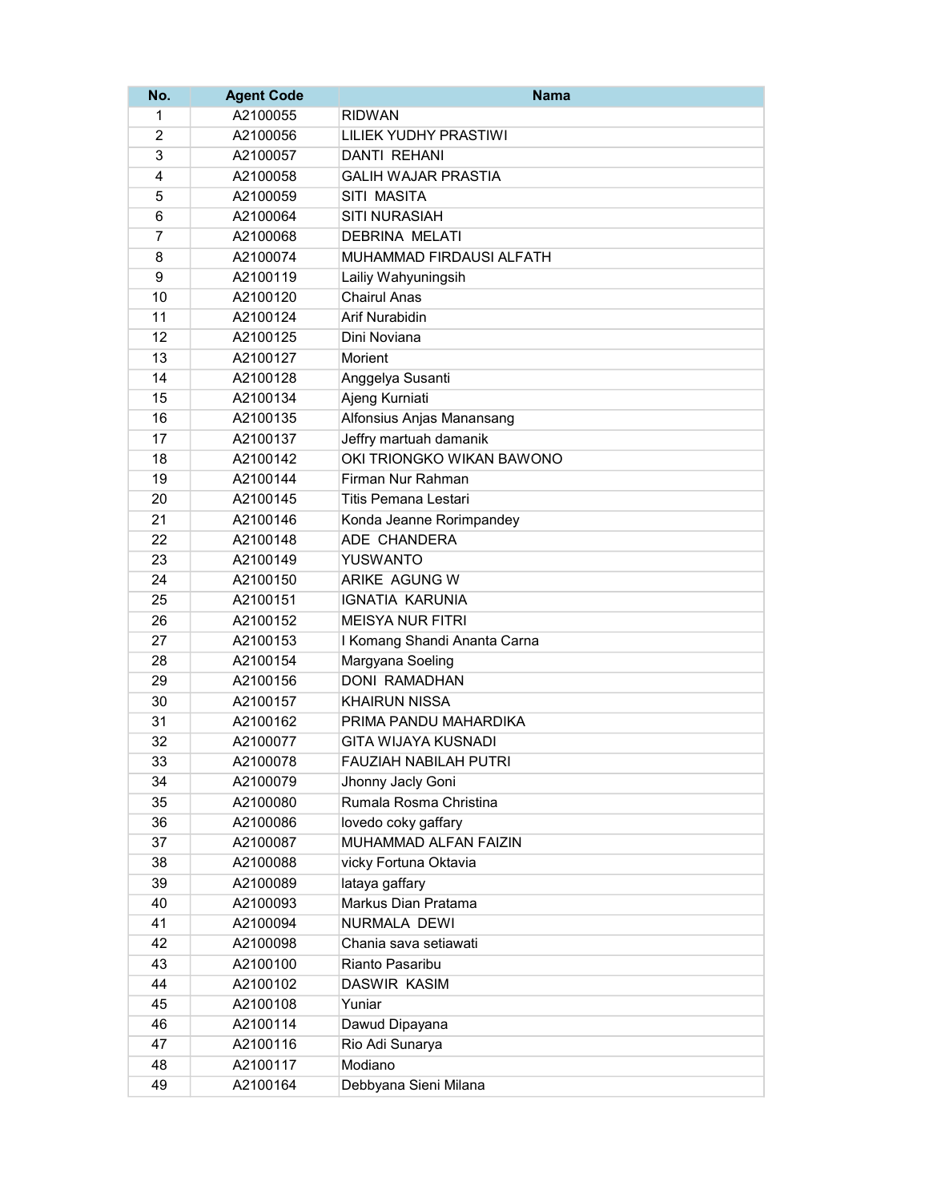| No. | Agent Code | Nama |
|---|---|---|
| 1 | A2100055 | RIDWAN |
| 2 | A2100056 | LILIEK YUDHY PRASTIWI |
| 3 | A2100057 | DANTI  REHANI |
| 4 | A2100058 | GALIH WAJAR PRASTIA |
| 5 | A2100059 | SITI  MASITA |
| 6 | A2100064 | SITI NURASIAH |
| 7 | A2100068 | DEBRINA  MELATI |
| 8 | A2100074 | MUHAMMAD FIRDAUSI ALFATH |
| 9 | A2100119 | Lailiy Wahyuningsih |
| 10 | A2100120 | Chairul Anas |
| 11 | A2100124 | Arif Nurabidin |
| 12 | A2100125 | Dini Noviana |
| 13 | A2100127 | Morient |
| 14 | A2100128 | Anggelya Susanti |
| 15 | A2100134 | Ajeng Kurniati |
| 16 | A2100135 | Alfonsius Anjas Manansang |
| 17 | A2100137 | Jeffry martuah damanik |
| 18 | A2100142 | OKI TRIONGKO WIKAN BAWONO |
| 19 | A2100144 | Firman Nur Rahman |
| 20 | A2100145 | Titis Pemana Lestari |
| 21 | A2100146 | Konda Jeanne Rorimpandey |
| 22 | A2100148 | ADE  CHANDERA |
| 23 | A2100149 | YUSWANTO |
| 24 | A2100150 | ARIKE  AGUNG W |
| 25 | A2100151 | IGNATIA  KARUNIA |
| 26 | A2100152 | MEISYA NUR FITRI |
| 27 | A2100153 | I Komang Shandi Ananta Carna |
| 28 | A2100154 | Margyana Soeling |
| 29 | A2100156 | DONI  RAMADHAN |
| 30 | A2100157 | KHAIRUN NISSA |
| 31 | A2100162 | PRIMA PANDU MAHARDIKA |
| 32 | A2100077 | GITA WIJAYA KUSNADI |
| 33 | A2100078 | FAUZIAH NABILAH PUTRI |
| 34 | A2100079 | Jhonny Jacly Goni |
| 35 | A2100080 | Rumala Rosma Christina |
| 36 | A2100086 | lovedo coky gaffary |
| 37 | A2100087 | MUHAMMAD ALFAN FAIZIN |
| 38 | A2100088 | vicky Fortuna Oktavia |
| 39 | A2100089 | lataya gaffary |
| 40 | A2100093 | Markus Dian Pratama |
| 41 | A2100094 | NURMALA  DEWI |
| 42 | A2100098 | Chania sava setiawati |
| 43 | A2100100 | Rianto Pasaribu |
| 44 | A2100102 | DASWIR  KASIM |
| 45 | A2100108 | Yuniar |
| 46 | A2100114 | Dawud Dipayana |
| 47 | A2100116 | Rio Adi Sunarya |
| 48 | A2100117 | Modiano |
| 49 | A2100164 | Debbyana Sieni Milana |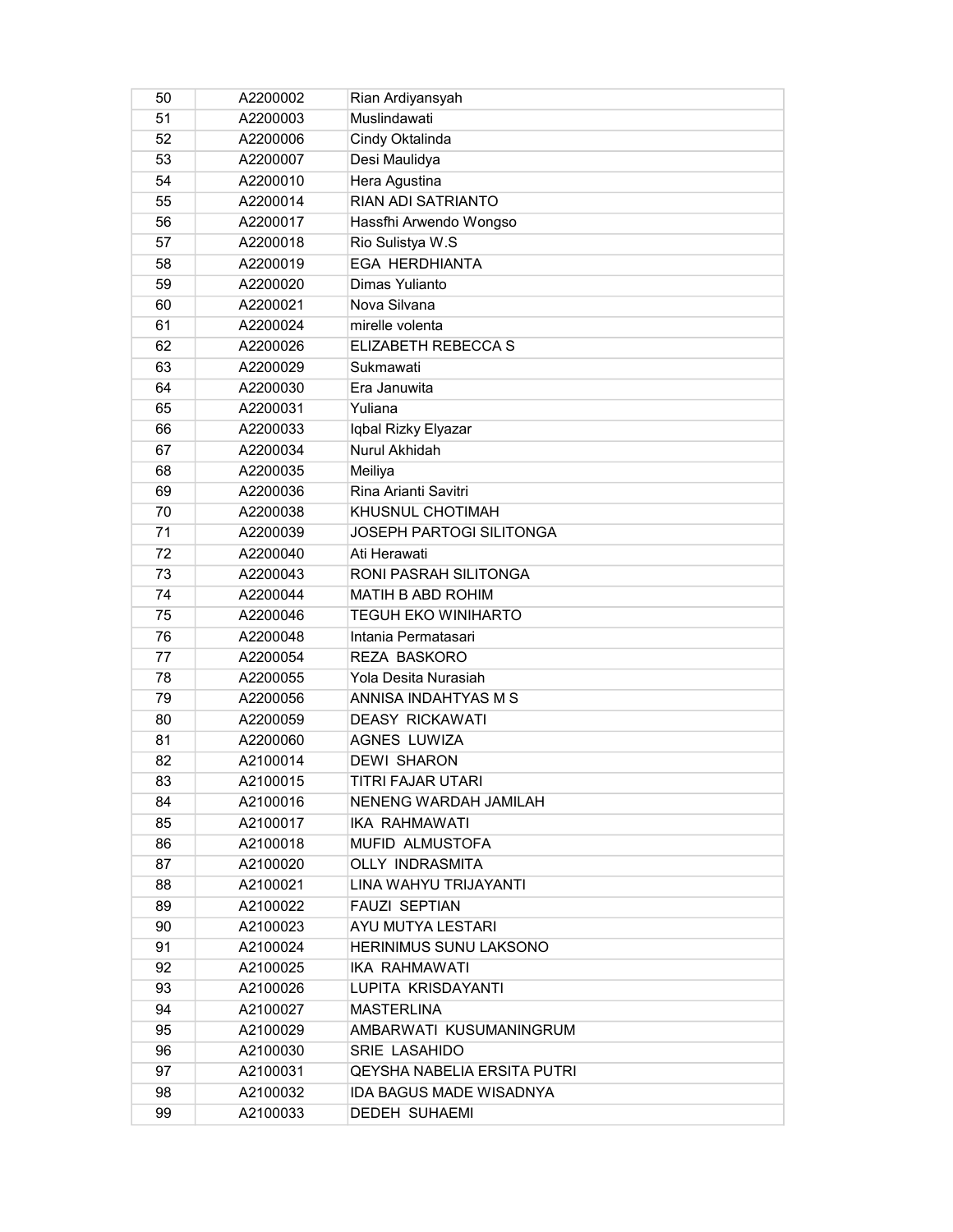| 50 | A2200002 | Rian Ardiyansyah |
|---|---|---|
| 51 | A2200003 | Muslindawati |
| 52 | A2200006 | Cindy Oktalinda |
| 53 | A2200007 | Desi Maulidya |
| 54 | A2200010 | Hera Agustina |
| 55 | A2200014 | RIAN ADI SATRIANTO |
| 56 | A2200017 | Hassfhi Arwendo Wongso |
| 57 | A2200018 | Rio Sulistya W.S |
| 58 | A2200019 | EGA  HERDHIANTA |
| 59 | A2200020 | Dimas Yulianto |
| 60 | A2200021 | Nova Silvana |
| 61 | A2200024 | mirelle volenta |
| 62 | A2200026 | ELIZABETH REBECCA S |
| 63 | A2200029 | Sukmawati |
| 64 | A2200030 | Era Januwita |
| 65 | A2200031 | Yuliana |
| 66 | A2200033 | Iqbal Rizky Elyazar |
| 67 | A2200034 | Nurul Akhidah |
| 68 | A2200035 | Meiliya |
| 69 | A2200036 | Rina Arianti Savitri |
| 70 | A2200038 | KHUSNUL CHOTIMAH |
| 71 | A2200039 | JOSEPH PARTOGI SILITONGA |
| 72 | A2200040 | Ati Herawati |
| 73 | A2200043 | RONI PASRAH SILITONGA |
| 74 | A2200044 | MATIH B ABD ROHIM |
| 75 | A2200046 | TEGUH EKO WINIHARTO |
| 76 | A2200048 | Intania Permatasari |
| 77 | A2200054 | REZA  BASKORO |
| 78 | A2200055 | Yola Desita Nurasiah |
| 79 | A2200056 | ANNISA INDAHTYAS M S |
| 80 | A2200059 | DEASY  RICKAWATI |
| 81 | A2200060 | AGNES  LUWIZA |
| 82 | A2100014 | DEWI  SHARON |
| 83 | A2100015 | TITRI FAJAR UTARI |
| 84 | A2100016 | NENENG WARDAH JAMILAH |
| 85 | A2100017 | IKA  RAHMAWATI |
| 86 | A2100018 | MUFID  ALMUSTOFA |
| 87 | A2100020 | OLLY  INDRASMITA |
| 88 | A2100021 | LINA WAHYU TRIJAYANTI |
| 89 | A2100022 | FAUZI  SEPTIAN |
| 90 | A2100023 | AYU MUTYA LESTARI |
| 91 | A2100024 | HERINIMUS SUNU LAKSONO |
| 92 | A2100025 | IKA  RAHMAWATI |
| 93 | A2100026 | LUPITA  KRISDAYANTI |
| 94 | A2100027 | MASTERLINA |
| 95 | A2100029 | AMBARWATI  KUSUMANINGRUM |
| 96 | A2100030 | SRIE  LASAHIDO |
| 97 | A2100031 | QEYSHA NABELIA ERSITA PUTRI |
| 98 | A2100032 | IDA BAGUS MADE WISADNYA |
| 99 | A2100033 | DEDEH  SUHAEMI |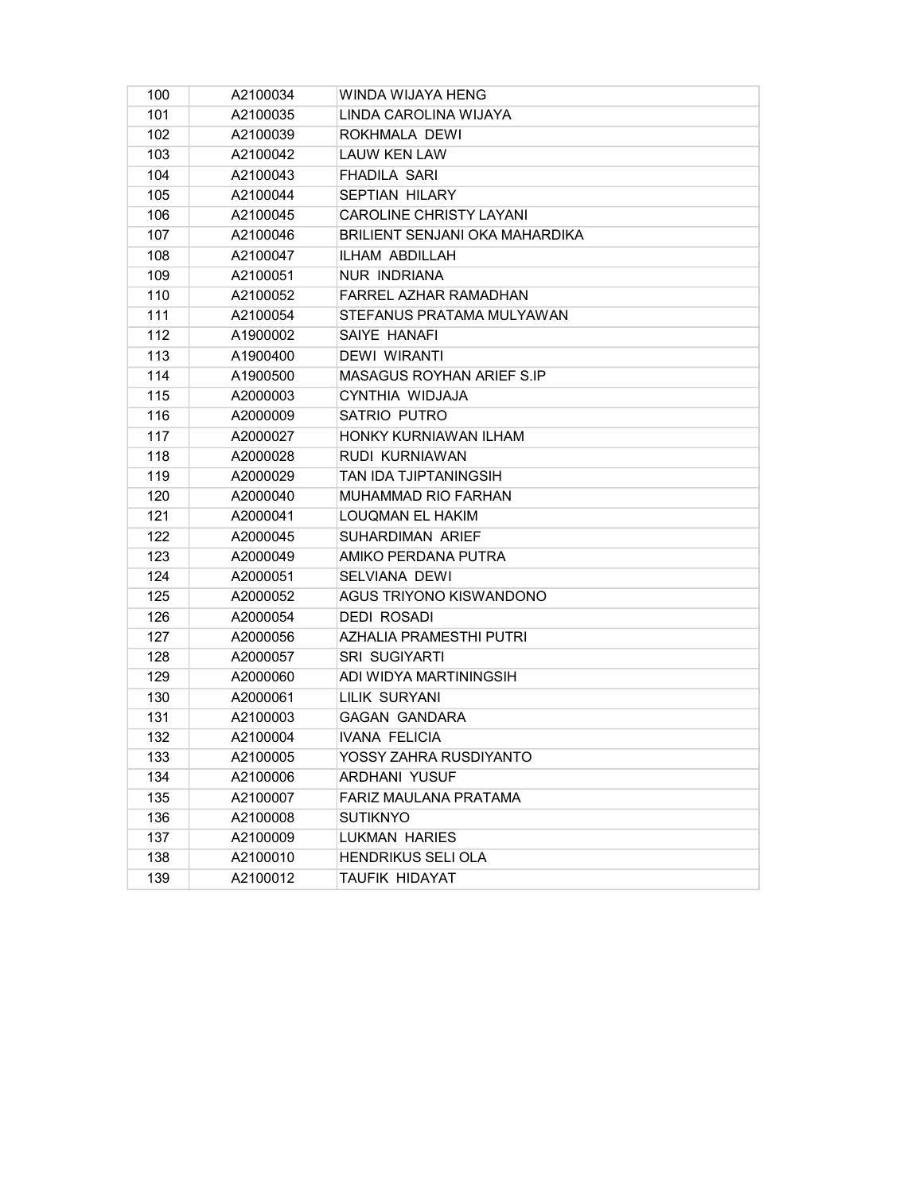| | | |
|---|---|---|
| 100 | A2100034 | WINDA WIJAYA HENG |
| 101 | A2100035 | LINDA CAROLINA WIJAYA |
| 102 | A2100039 | ROKHMALA DEWI |
| 103 | A2100042 | LAUW KEN LAW |
| 104 | A2100043 | FHADILA SARI |
| 105 | A2100044 | SEPTIAN HILARY |
| 106 | A2100045 | CAROLINE CHRISTY LAYANI |
| 107 | A2100046 | BRILIENT SENJANI OKA MAHARDIKA |
| 108 | A2100047 | ILHAM ABDILLAH |
| 109 | A2100051 | NUR INDRIANA |
| 110 | A2100052 | FARREL AZHAR RAMADHAN |
| 111 | A2100054 | STEFANUS PRATAMA MULYAWAN |
| 112 | A1900002 | SAIYE HANAFI |
| 113 | A1900400 | DEWI WIRANTI |
| 114 | A1900500 | MASAGUS ROYHAN ARIEF S.IP |
| 115 | A2000003 | CYNTHIA WIDJAJA |
| 116 | A2000009 | SATRIO PUTRO |
| 117 | A2000027 | HONKY KURNIAWAN ILHAM |
| 118 | A2000028 | RUDI KURNIAWAN |
| 119 | A2000029 | TAN IDA TJIPTANINGSIH |
| 120 | A2000040 | MUHAMMAD RIO FARHAN |
| 121 | A2000041 | LOUQMAN EL HAKIM |
| 122 | A2000045 | SUHARDIMAN ARIEF |
| 123 | A2000049 | AMIKO PERDANA PUTRA |
| 124 | A2000051 | SELVIANA DEWI |
| 125 | A2000052 | AGUS TRIYONO KISWANDONO |
| 126 | A2000054 | DEDI ROSADI |
| 127 | A2000056 | AZHALIA PRAMESTHI PUTRI |
| 128 | A2000057 | SRI SUGIYARTI |
| 129 | A2000060 | ADI WIDYA MARTININGSIH |
| 130 | A2000061 | LILIK SURYANI |
| 131 | A2100003 | GAGAN GANDARA |
| 132 | A2100004 | IVANA FELICIA |
| 133 | A2100005 | YOSSY ZAHRA RUSDIYANTO |
| 134 | A2100006 | ARDHANI YUSUF |
| 135 | A2100007 | FARIZ MAULANA PRATAMA |
| 136 | A2100008 | SUTIKNYO |
| 137 | A2100009 | LUKMAN HARIES |
| 138 | A2100010 | HENDRIKUS SELI OLA |
| 139 | A2100012 | TAUFIK HIDAYAT |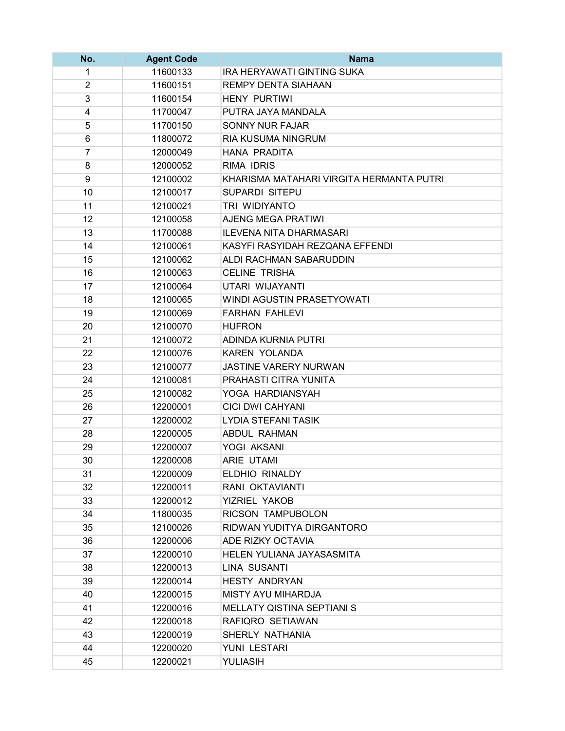| No. | Agent Code | Nama |
|---|---|---|
| 1 | 11600133 | IRA HERYAWATI GINTING SUKA |
| 2 | 11600151 | REMPY DENTA SIAHAAN |
| 3 | 11600154 | HENY PURTIWI |
| 4 | 11700047 | PUTRA JAYA MANDALA |
| 5 | 11700150 | SONNY NUR FAJAR |
| 6 | 11800072 | RIA KUSUMA NINGRUM |
| 7 | 12000049 | HANA PRADITA |
| 8 | 12000052 | RIMA IDRIS |
| 9 | 12100002 | KHARISMA MATAHARI VIRGITA HERMANTA PUTRI |
| 10 | 12100017 | SUPARDI SITEPU |
| 11 | 12100021 | TRI WIDIYANTO |
| 12 | 12100058 | AJENG MEGA PRATIWI |
| 13 | 11700088 | ILEVENA NITA DHARMASARI |
| 14 | 12100061 | KASYFI RASYIDAH REZQANA EFFENDI |
| 15 | 12100062 | ALDI RACHMAN SABARUDDIN |
| 16 | 12100063 | CELINE TRISHA |
| 17 | 12100064 | UTARI WIJAYANTI |
| 18 | 12100065 | WINDI AGUSTIN PRASETYOWATI |
| 19 | 12100069 | FARHAN FAHLEVI |
| 20 | 12100070 | HUFRON |
| 21 | 12100072 | ADINDA KURNIA PUTRI |
| 22 | 12100076 | KAREN YOLANDA |
| 23 | 12100077 | JASTINE VARERY NURWAN |
| 24 | 12100081 | PRAHASTI CITRA YUNITA |
| 25 | 12100082 | YOGA HARDIANSYAH |
| 26 | 12200001 | CICI DWI CAHYANI |
| 27 | 12200002 | LYDIA STEFANI TASIK |
| 28 | 12200005 | ABDUL RAHMAN |
| 29 | 12200007 | YOGI AKSANI |
| 30 | 12200008 | ARIE UTAMI |
| 31 | 12200009 | ELDHIO RINALDY |
| 32 | 12200011 | RANI OKTAVIANTI |
| 33 | 12200012 | YIZRIEL YAKOB |
| 34 | 11800035 | RICSON TAMPUBOLON |
| 35 | 12100026 | RIDWAN YUDITYA DIRGANTORO |
| 36 | 12200006 | ADE RIZKY OCTAVIA |
| 37 | 12200010 | HELEN YULIANA JAYASASMITA |
| 38 | 12200013 | LINA SUSANTI |
| 39 | 12200014 | HESTY ANDRYAN |
| 40 | 12200015 | MISTY AYU MIHARDJA |
| 41 | 12200016 | MELLATY QISTINA SEPTIANI S |
| 42 | 12200018 | RAFIQRO SETIAWAN |
| 43 | 12200019 | SHERLY NATHANIA |
| 44 | 12200020 | YUNI LESTARI |
| 45 | 12200021 | YULIASIH |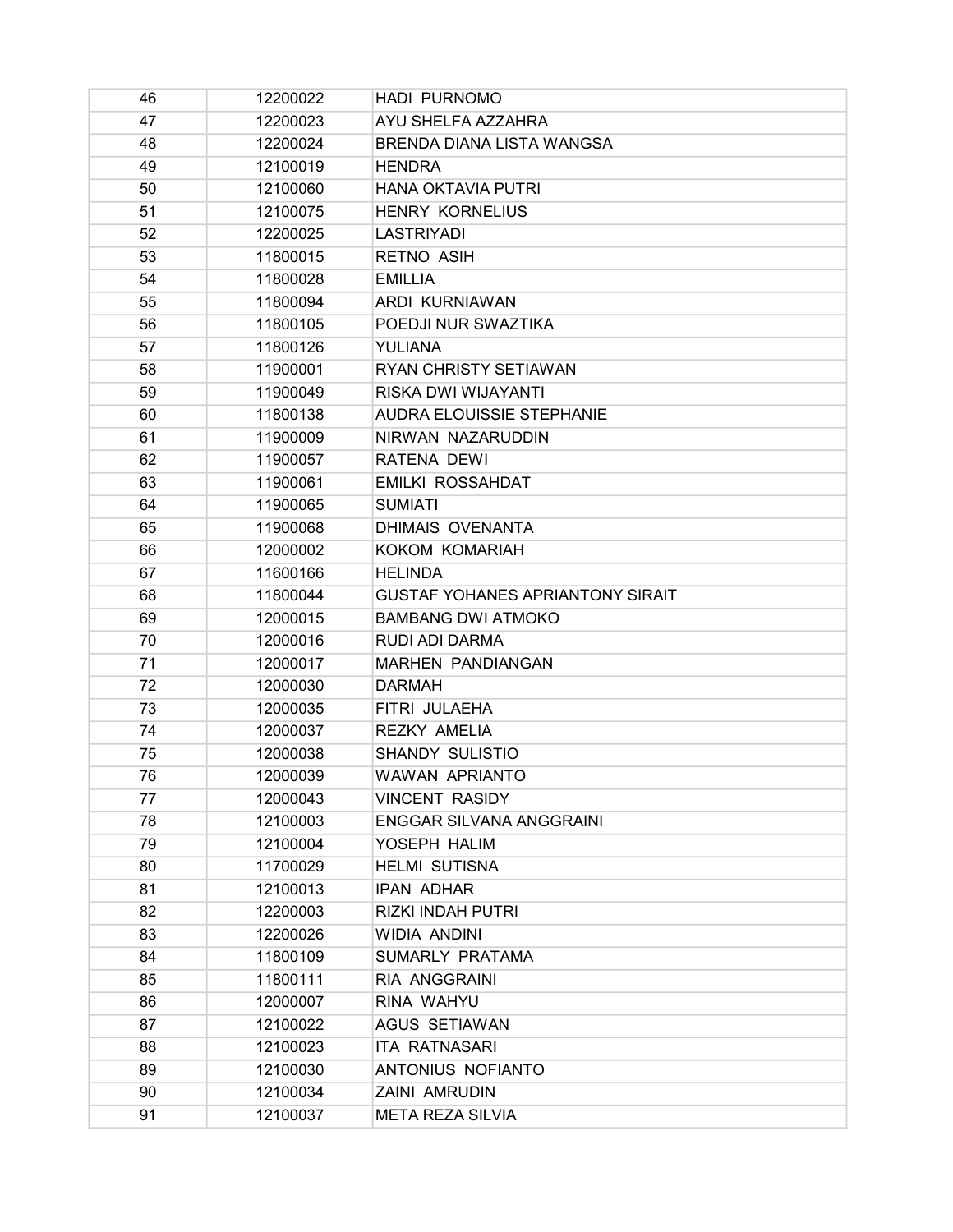| 46 | 12200022 | HADI PURNOMO |
|---|---|---|
| 47 | 12200023 | AYU SHELFA AZZAHRA |
| 48 | 12200024 | BRENDA DIANA LISTA WANGSA |
| 49 | 12100019 | HENDRA |
| 50 | 12100060 | HANA OKTAVIA PUTRI |
| 51 | 12100075 | HENRY KORNELIUS |
| 52 | 12200025 | LASTRIYADI |
| 53 | 11800015 | RETNO ASIH |
| 54 | 11800028 | EMILLIA |
| 55 | 11800094 | ARDI KURNIAWAN |
| 56 | 11800105 | POEDJI NUR SWAZTIKA |
| 57 | 11800126 | YULIANA |
| 58 | 11900001 | RYAN CHRISTY SETIAWAN |
| 59 | 11900049 | RISKA DWI WIJAYANTI |
| 60 | 11800138 | AUDRA ELOUISSIE STEPHANIE |
| 61 | 11900009 | NIRWAN NAZARUDDIN |
| 62 | 11900057 | RATENA DEWI |
| 63 | 11900061 | EMILKI ROSSAHDAT |
| 64 | 11900065 | SUMIATI |
| 65 | 11900068 | DHIMAIS OVENANTA |
| 66 | 12000002 | KOKOM KOMARIAH |
| 67 | 11600166 | HELINDA |
| 68 | 11800044 | GUSTAF YOHANES APRIANTONY SIRAIT |
| 69 | 12000015 | BAMBANG DWI ATMOKO |
| 70 | 12000016 | RUDI ADI DARMA |
| 71 | 12000017 | MARHEN PANDIANGAN |
| 72 | 12000030 | DARMAH |
| 73 | 12000035 | FITRI JULAEHA |
| 74 | 12000037 | REZKY AMELIA |
| 75 | 12000038 | SHANDY SULISTIO |
| 76 | 12000039 | WAWAN APRIANTO |
| 77 | 12000043 | VINCENT RASIDY |
| 78 | 12100003 | ENGGAR SILVANA ANGGRAINI |
| 79 | 12100004 | YOSEPH HALIM |
| 80 | 11700029 | HELMI SUTISNA |
| 81 | 12100013 | IPAN ADHAR |
| 82 | 12200003 | RIZKI INDAH PUTRI |
| 83 | 12200026 | WIDIA ANDINI |
| 84 | 11800109 | SUMARLY PRATAMA |
| 85 | 11800111 | RIA ANGGRAINI |
| 86 | 12000007 | RINA WAHYU |
| 87 | 12100022 | AGUS SETIAWAN |
| 88 | 12100023 | ITA RATNASARI |
| 89 | 12100030 | ANTONIUS NOFIANTO |
| 90 | 12100034 | ZAINI AMRUDIN |
| 91 | 12100037 | META REZA SILVIA |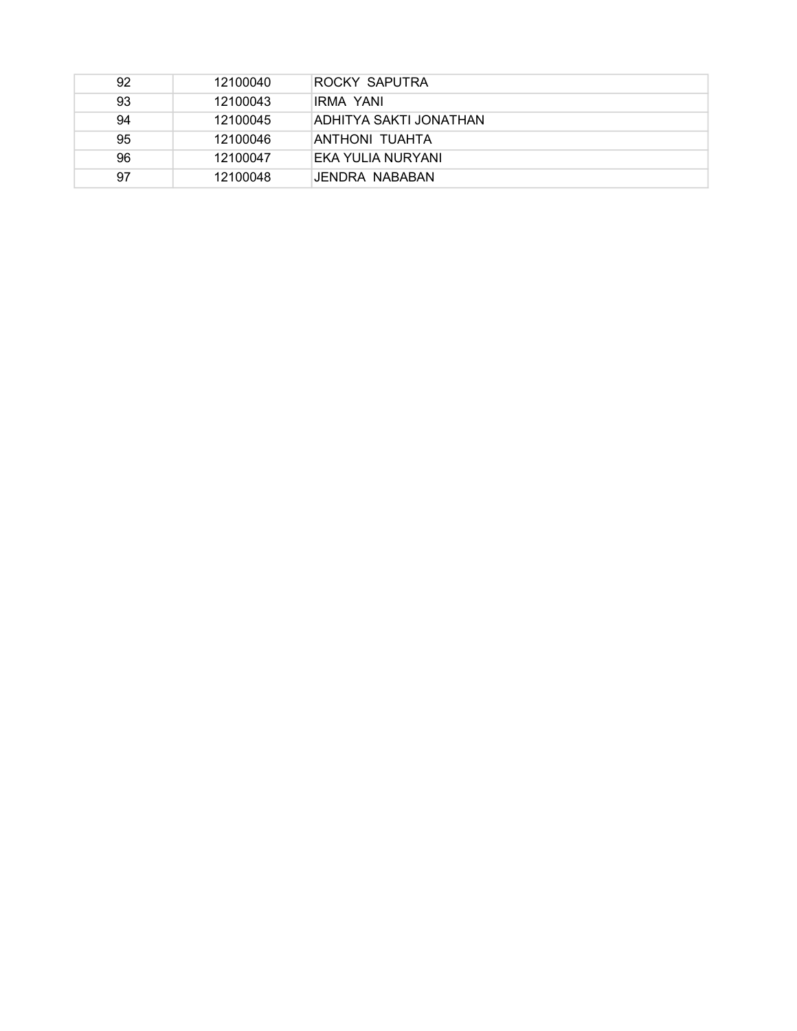| | | |
|---|---|---|
| 92 | 12100040 | ROCKY  SAPUTRA |
| 93 | 12100043 | IRMA  YANI |
| 94 | 12100045 | ADHITYA SAKTI JONATHAN |
| 95 | 12100046 | ANTHONI  TUAHTA |
| 96 | 12100047 | EKA YULIA NURYANI |
| 97 | 12100048 | JENDRA  NABABAN |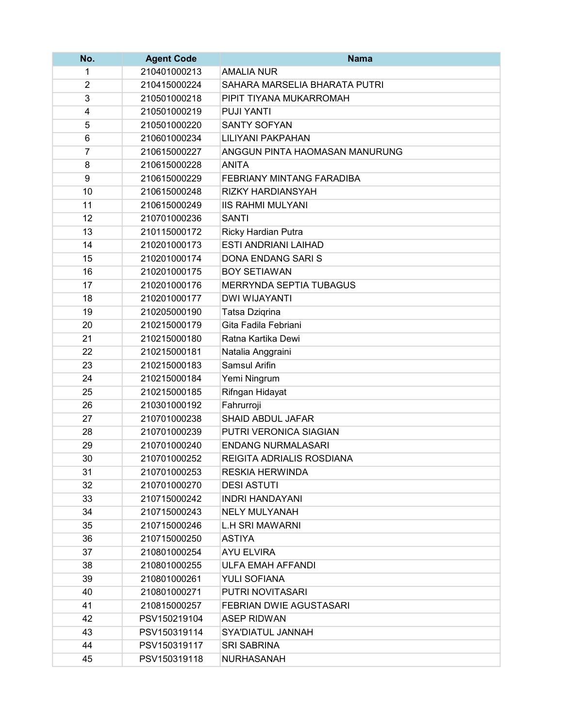| No. | Agent Code | Nama |
|---|---|---|
| 1 | 210401000213 | AMALIA NUR |
| 2 | 210415000224 | SAHARA MARSELIA BHARATA PUTRI |
| 3 | 210501000218 | PIPIT TIYANA MUKARROMAH |
| 4 | 210501000219 | PUJI YANTI |
| 5 | 210501000220 | SANTY SOFYAN |
| 6 | 210601000234 | LILIYANI PAKPAHAN |
| 7 | 210615000227 | ANGGUN PINTA HAOMASAN MANURUNG |
| 8 | 210615000228 | ANITA |
| 9 | 210615000229 | FEBRIANY MINTANG FARADIBA |
| 10 | 210615000248 | RIZKY HARDIANSYAH |
| 11 | 210615000249 | IIS RAHMI MULYANI |
| 12 | 210701000236 | SANTI |
| 13 | 210115000172 | Ricky Hardian Putra |
| 14 | 210201000173 | ESTI ANDRIANI LAIHAD |
| 15 | 210201000174 | DONA ENDANG SARI S |
| 16 | 210201000175 | BOY SETIAWAN |
| 17 | 210201000176 | MERRYNDA SEPTIA TUBAGUS |
| 18 | 210201000177 | DWI WIJAYANTI |
| 19 | 210205000190 | Tatsa Dziqrina |
| 20 | 210215000179 | Gita Fadila Febriani |
| 21 | 210215000180 | Ratna Kartika Dewi |
| 22 | 210215000181 | Natalia Anggraini |
| 23 | 210215000183 | Samsul Arifin |
| 24 | 210215000184 | Yemi Ningrum |
| 25 | 210215000185 | Rifngan Hidayat |
| 26 | 210301000192 | Fahrurroji |
| 27 | 210701000238 | SHAID ABDUL JAFAR |
| 28 | 210701000239 | PUTRI VERONICA SIAGIAN |
| 29 | 210701000240 | ENDANG NURMALASARI |
| 30 | 210701000252 | REIGITA ADRIALIS ROSDIANA |
| 31 | 210701000253 | RESKIA HERWINDA |
| 32 | 210701000270 | DESI ASTUTI |
| 33 | 210715000242 | INDRI HANDAYANI |
| 34 | 210715000243 | NELY MULYANAH |
| 35 | 210715000246 | L.H SRI MAWARNI |
| 36 | 210715000250 | ASTIYA |
| 37 | 210801000254 | AYU ELVIRA |
| 38 | 210801000255 | ULFA EMAH AFFANDI |
| 39 | 210801000261 | YULI SOFIANA |
| 40 | 210801000271 | PUTRI NOVITASARI |
| 41 | 210815000257 | FEBRIAN DWIE AGUSTASARI |
| 42 | PSV150219104 | ASEP RIDWAN |
| 43 | PSV150319114 | SYA'DIATUL JANNAH |
| 44 | PSV150319117 | SRI SABRINA |
| 45 | PSV150319118 | NURHASANAH |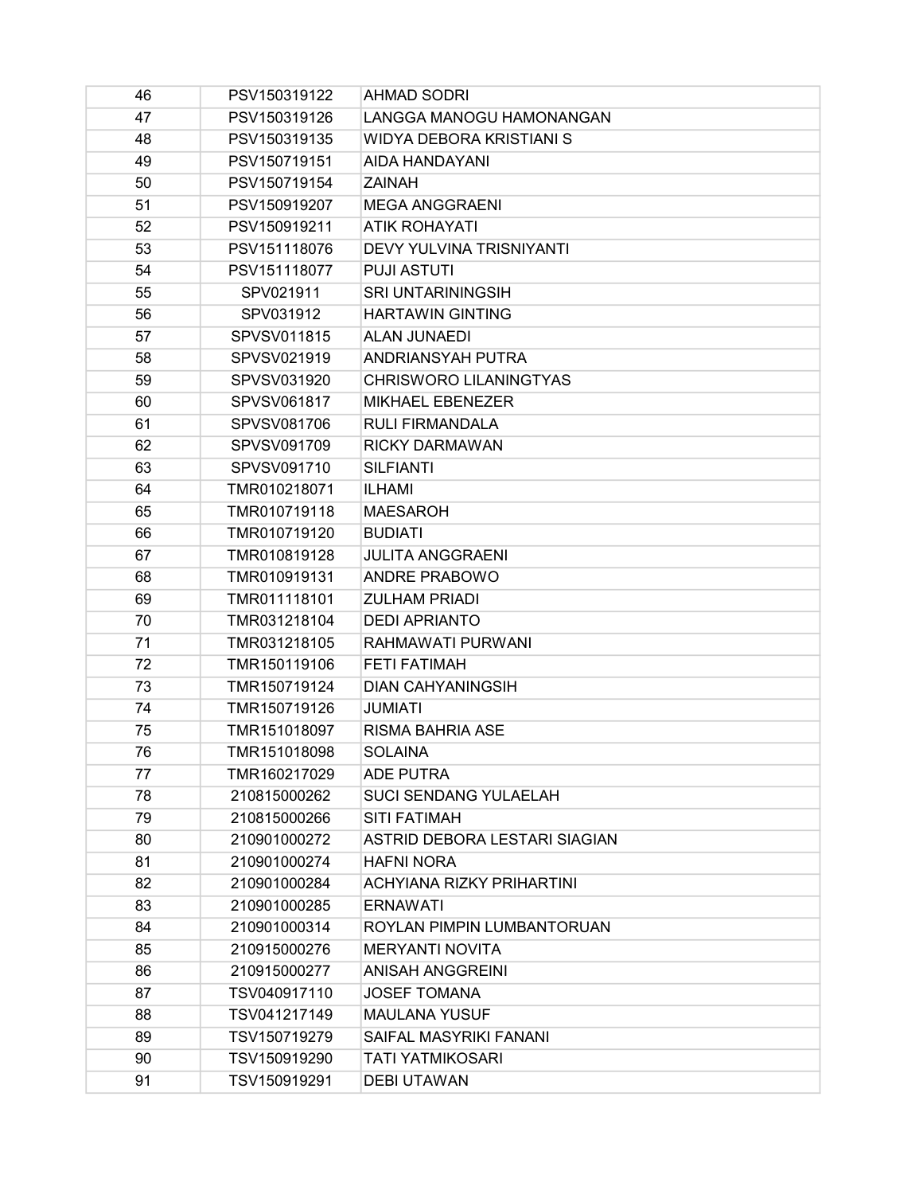| 46 | PSV150319122 | AHMAD SODRI |
|---|---|---|
| 47 | PSV150319126 | LANGGA MANOGU HAMONANGAN |
| 48 | PSV150319135 | WIDYA DEBORA KRISTIANI S |
| 49 | PSV150719151 | AIDA HANDAYANI |
| 50 | PSV150719154 | ZAINAH |
| 51 | PSV150919207 | MEGA ANGGRAENI |
| 52 | PSV150919211 | ATIK ROHAYATI |
| 53 | PSV151118076 | DEVY YULVINA TRISNIYANTI |
| 54 | PSV151118077 | PUJI ASTUTI |
| 55 | SPV021911 | SRI UNTARININGSIH |
| 56 | SPV031912 | HARTAWIN GINTING |
| 57 | SPVSV011815 | ALAN JUNAEDI |
| 58 | SPVSV021919 | ANDRIANSYAH PUTRA |
| 59 | SPVSV031920 | CHRISWORO LILANINGTYAS |
| 60 | SPVSV061817 | MIKHAEL EBENEZER |
| 61 | SPVSV081706 | RULI FIRMANDALA |
| 62 | SPVSV091709 | RICKY DARMAWAN |
| 63 | SPVSV091710 | SILFIANTI |
| 64 | TMR010218071 | ILHAMI |
| 65 | TMR010719118 | MAESAROH |
| 66 | TMR010719120 | BUDIATI |
| 67 | TMR010819128 | JULITA ANGGRAENI |
| 68 | TMR010919131 | ANDRE PRABOWO |
| 69 | TMR011118101 | ZULHAM PRIADI |
| 70 | TMR031218104 | DEDI APRIANTO |
| 71 | TMR031218105 | RAHMAWATI PURWANI |
| 72 | TMR150119106 | FETI FATIMAH |
| 73 | TMR150719124 | DIAN CAHYANINGSIH |
| 74 | TMR150719126 | JUMIATI |
| 75 | TMR151018097 | RISMA BAHRIA ASE |
| 76 | TMR151018098 | SOLAINA |
| 77 | TMR160217029 | ADE PUTRA |
| 78 | 210815000262 | SUCI SENDANG YULAELAH |
| 79 | 210815000266 | SITI FATIMAH |
| 80 | 210901000272 | ASTRID DEBORA LESTARI SIAGIAN |
| 81 | 210901000274 | HAFNI NORA |
| 82 | 210901000284 | ACHYIANA RIZKY PRIHARTINI |
| 83 | 210901000285 | ERNAWATI |
| 84 | 210901000314 | ROYLAN PIMPIN LUMBANTORUAN |
| 85 | 210915000276 | MERYANTI NOVITA |
| 86 | 210915000277 | ANISAH ANGGREINI |
| 87 | TSV040917110 | JOSEF TOMANA |
| 88 | TSV041217149 | MAULANA YUSUF |
| 89 | TSV150719279 | SAIFAL MASYRIKI FANANI |
| 90 | TSV150919290 | TATI YATMIKOSARI |
| 91 | TSV150919291 | DEBI UTAWAN |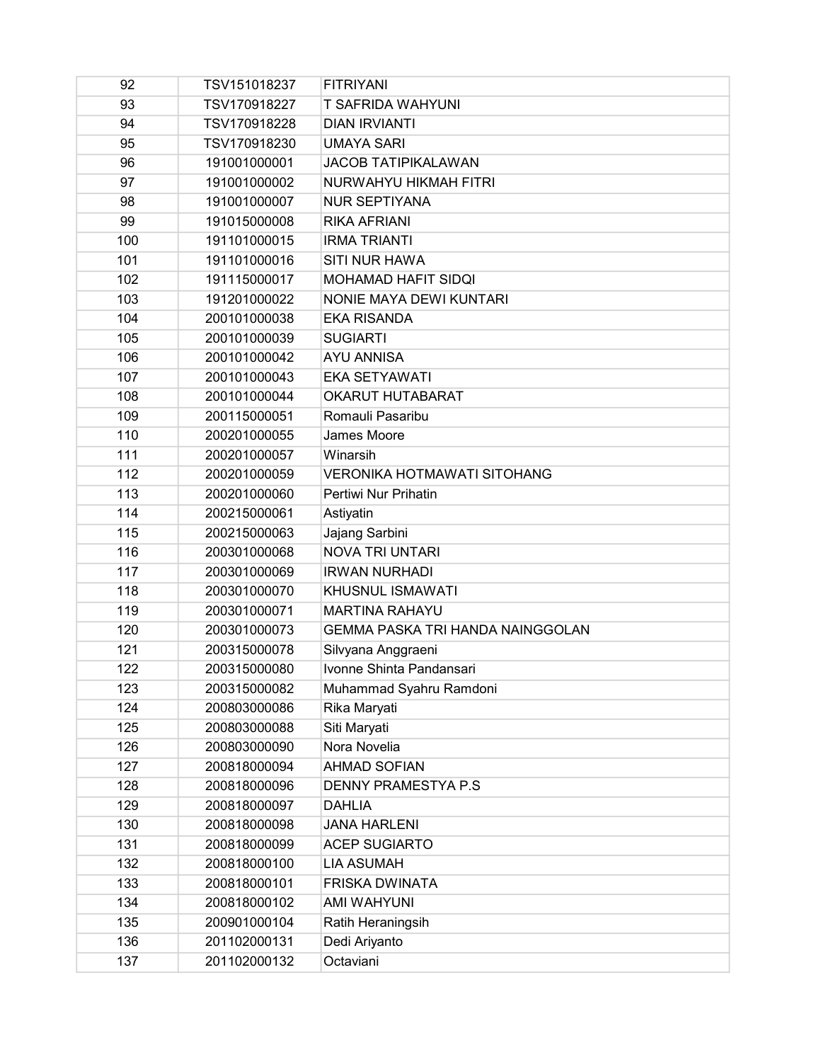| 92 | TSV151018237 | FITRIYANI |
|---|---|---|
| 93 | TSV170918227 | T SAFRIDA WAHYUNI |
| 94 | TSV170918228 | DIAN IRVIANTI |
| 95 | TSV170918230 | UMAYA SARI |
| 96 | 191001000001 | JACOB TATIPIKALAWAN |
| 97 | 191001000002 | NURWAHYU HIKMAH FITRI |
| 98 | 191001000007 | NUR SEPTIYANA |
| 99 | 191015000008 | RIKA AFRIANI |
| 100 | 191101000015 | IRMA TRIANTI |
| 101 | 191101000016 | SITI NUR HAWA |
| 102 | 191115000017 | MOHAMAD HAFIT SIDQI |
| 103 | 191201000022 | NONIE MAYA DEWI KUNTARI |
| 104 | 200101000038 | EKA RISANDA |
| 105 | 200101000039 | SUGIARTI |
| 106 | 200101000042 | AYU ANNISA |
| 107 | 200101000043 | EKA SETYAWATI |
| 108 | 200101000044 | OKARUT HUTABARAT |
| 109 | 200115000051 | Romauli Pasaribu |
| 110 | 200201000055 | James Moore |
| 111 | 200201000057 | Winarsih |
| 112 | 200201000059 | VERONIKA HOTMAWATI SITOHANG |
| 113 | 200201000060 | Pertiwi Nur Prihatin |
| 114 | 200215000061 | Astiyatin |
| 115 | 200215000063 | Jajang Sarbini |
| 116 | 200301000068 | NOVA TRI UNTARI |
| 117 | 200301000069 | IRWAN NURHADI |
| 118 | 200301000070 | KHUSNUL ISMAWATI |
| 119 | 200301000071 | MARTINA RAHAYU |
| 120 | 200301000073 | GEMMA PASKA TRI HANDA NAINGGOLAN |
| 121 | 200315000078 | Silvyana Anggraeni |
| 122 | 200315000080 | Ivonne Shinta Pandansari |
| 123 | 200315000082 | Muhammad Syahru Ramdoni |
| 124 | 200803000086 | Rika Maryati |
| 125 | 200803000088 | Siti Maryati |
| 126 | 200803000090 | Nora Novelia |
| 127 | 200818000094 | AHMAD SOFIAN |
| 128 | 200818000096 | DENNY PRAMESTYA P.S |
| 129 | 200818000097 | DAHLIA |
| 130 | 200818000098 | JANA HARLENI |
| 131 | 200818000099 | ACEP SUGIARTO |
| 132 | 200818000100 | LIA ASUMAH |
| 133 | 200818000101 | FRISKA DWINATA |
| 134 | 200818000102 | AMI WAHYUNI |
| 135 | 200901000104 | Ratih Heraningsih |
| 136 | 201102000131 | Dedi Ariyanto |
| 137 | 201102000132 | Octaviani |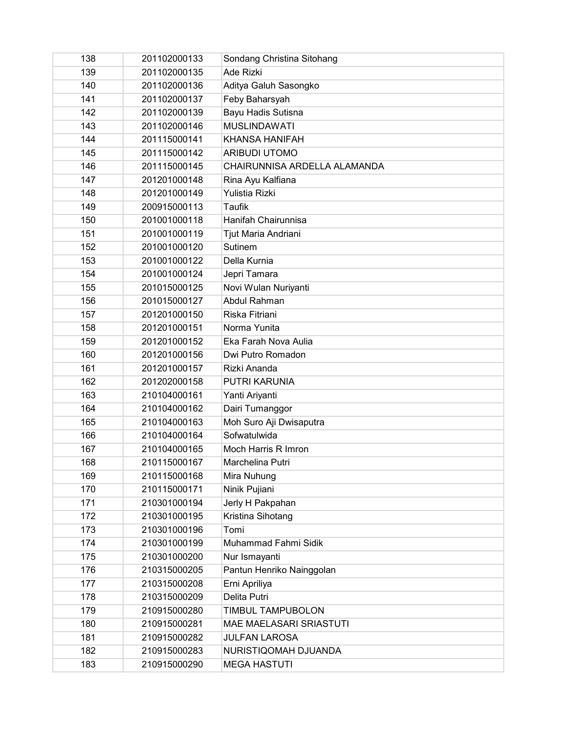| 138 | 201102000133 | Sondang Christina Sitohang |
|---|---|---|
| 139 | 201102000135 | Ade Rizki |
| 140 | 201102000136 | Aditya Galuh Sasongko |
| 141 | 201102000137 | Feby Baharsyah |
| 142 | 201102000139 | Bayu Hadis Sutisna |
| 143 | 201102000146 | MUSLINDAWATI |
| 144 | 201115000141 | KHANSA HANIFAH |
| 145 | 201115000142 | ARIBUDI UTOMO |
| 146 | 201115000145 | CHAIRUNNISA ARDELLA ALAMANDA |
| 147 | 201201000148 | Rina Ayu Kalfiana |
| 148 | 201201000149 | Yulistia Rizki |
| 149 | 200915000113 | Taufik |
| 150 | 201001000118 | Hanifah Chairunnisa |
| 151 | 201001000119 | Tjut Maria Andriani |
| 152 | 201001000120 | Sutinem |
| 153 | 201001000122 | Della Kurnia |
| 154 | 201001000124 | Jepri Tamara |
| 155 | 201015000125 | Novi Wulan Nuriyanti |
| 156 | 201015000127 | Abdul Rahman |
| 157 | 201201000150 | Riska Fitriani |
| 158 | 201201000151 | Norma Yunita |
| 159 | 201201000152 | Eka Farah Nova Aulia |
| 160 | 201201000156 | Dwi Putro Romadon |
| 161 | 201201000157 | Rizki Ananda |
| 162 | 201202000158 | PUTRI KARUNIA |
| 163 | 210104000161 | Yanti Ariyanti |
| 164 | 210104000162 | Dairi Tumanggor |
| 165 | 210104000163 | Moh Suro Aji Dwisaputra |
| 166 | 210104000164 | Sofwatulwida |
| 167 | 210104000165 | Moch Harris R Imron |
| 168 | 210115000167 | Marchelina Putri |
| 169 | 210115000168 | Mira Nuhung |
| 170 | 210115000171 | Ninik Pujiani |
| 171 | 210301000194 | Jerly H Pakpahan |
| 172 | 210301000195 | Kristina Sihotang |
| 173 | 210301000196 | Tomi |
| 174 | 210301000199 | Muhammad Fahmi Sidik |
| 175 | 210301000200 | Nur Ismayanti |
| 176 | 210315000205 | Pantun Henriko Nainggolan |
| 177 | 210315000208 | Erni Apriliya |
| 178 | 210315000209 | Delita Putri |
| 179 | 210915000280 | TIMBUL TAMPUBOLON |
| 180 | 210915000281 | MAE MAELASARI SRIASTUTI |
| 181 | 210915000282 | JULFAN LAROSA |
| 182 | 210915000283 | NURISTIQOMAH DJUANDA |
| 183 | 210915000290 | MEGA HASTUTI |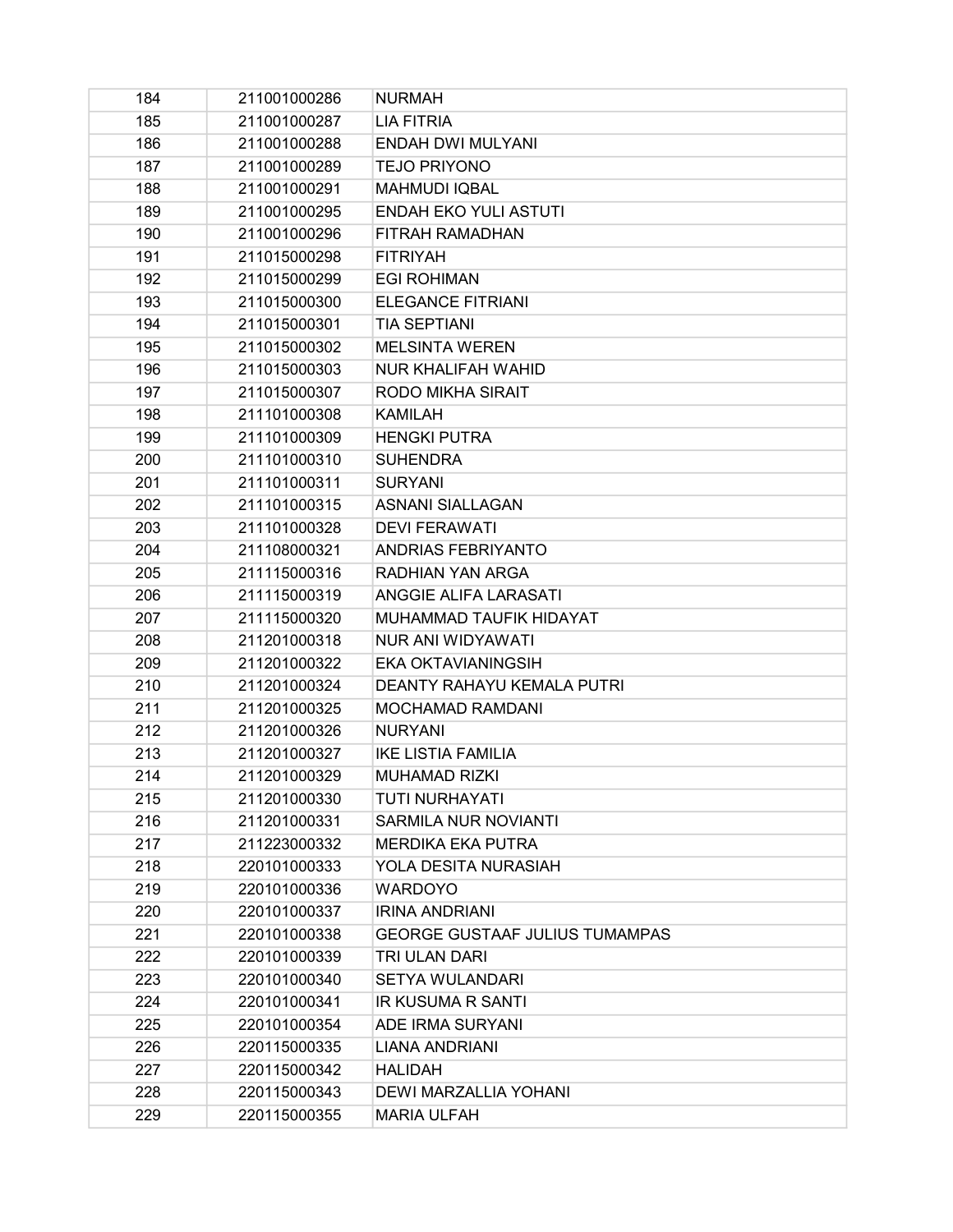| 184 | 211001000286 | NURMAH |
|---|---|---|
| 185 | 211001000287 | LIA FITRIA |
| 186 | 211001000288 | ENDAH DWI MULYANI |
| 187 | 211001000289 | TEJO PRIYONO |
| 188 | 211001000291 | MAHMUDI IQBAL |
| 189 | 211001000295 | ENDAH EKO YULI ASTUTI |
| 190 | 211001000296 | FITRAH RAMADHAN |
| 191 | 211015000298 | FITRIYAH |
| 192 | 211015000299 | EGI ROHIMAN |
| 193 | 211015000300 | ELEGANCE FITRIANI |
| 194 | 211015000301 | TIA SEPTIANI |
| 195 | 211015000302 | MELSINTA WEREN |
| 196 | 211015000303 | NUR KHALIFAH WAHID |
| 197 | 211015000307 | RODO MIKHA SIRAIT |
| 198 | 211101000308 | KAMILAH |
| 199 | 211101000309 | HENGKI PUTRA |
| 200 | 211101000310 | SUHENDRA |
| 201 | 211101000311 | SURYANI |
| 202 | 211101000315 | ASNANI SIALLAGAN |
| 203 | 211101000328 | DEVI FERAWATI |
| 204 | 211108000321 | ANDRIAS FEBRIYANTO |
| 205 | 211115000316 | RADHIAN YAN ARGA |
| 206 | 211115000319 | ANGGIE ALIFA LARASATI |
| 207 | 211115000320 | MUHAMMAD TAUFIK HIDAYAT |
| 208 | 211201000318 | NUR ANI WIDYAWATI |
| 209 | 211201000322 | EKA OKTAVIANINGSIH |
| 210 | 211201000324 | DEANTY RAHAYU KEMALA PUTRI |
| 211 | 211201000325 | MOCHAMAD RAMDANI |
| 212 | 211201000326 | NURYANI |
| 213 | 211201000327 | IKE LISTIA FAMILIA |
| 214 | 211201000329 | MUHAMAD RIZKI |
| 215 | 211201000330 | TUTI NURHAYATI |
| 216 | 211201000331 | SARMILA NUR NOVIANTI |
| 217 | 211223000332 | MERDIKA EKA PUTRA |
| 218 | 220101000333 | YOLA DESITA NURASIAH |
| 219 | 220101000336 | WARDOYO |
| 220 | 220101000337 | IRINA ANDRIANI |
| 221 | 220101000338 | GEORGE GUSTAAF JULIUS TUMAMPAS |
| 222 | 220101000339 | TRI ULAN DARI |
| 223 | 220101000340 | SETYA WULANDARI |
| 224 | 220101000341 | IR KUSUMA R SANTI |
| 225 | 220101000354 | ADE IRMA SURYANI |
| 226 | 220115000335 | LIANA ANDRIANI |
| 227 | 220115000342 | HALIDAH |
| 228 | 220115000343 | DEWI MARZALLIA YOHANI |
| 229 | 220115000355 | MARIA ULFAH |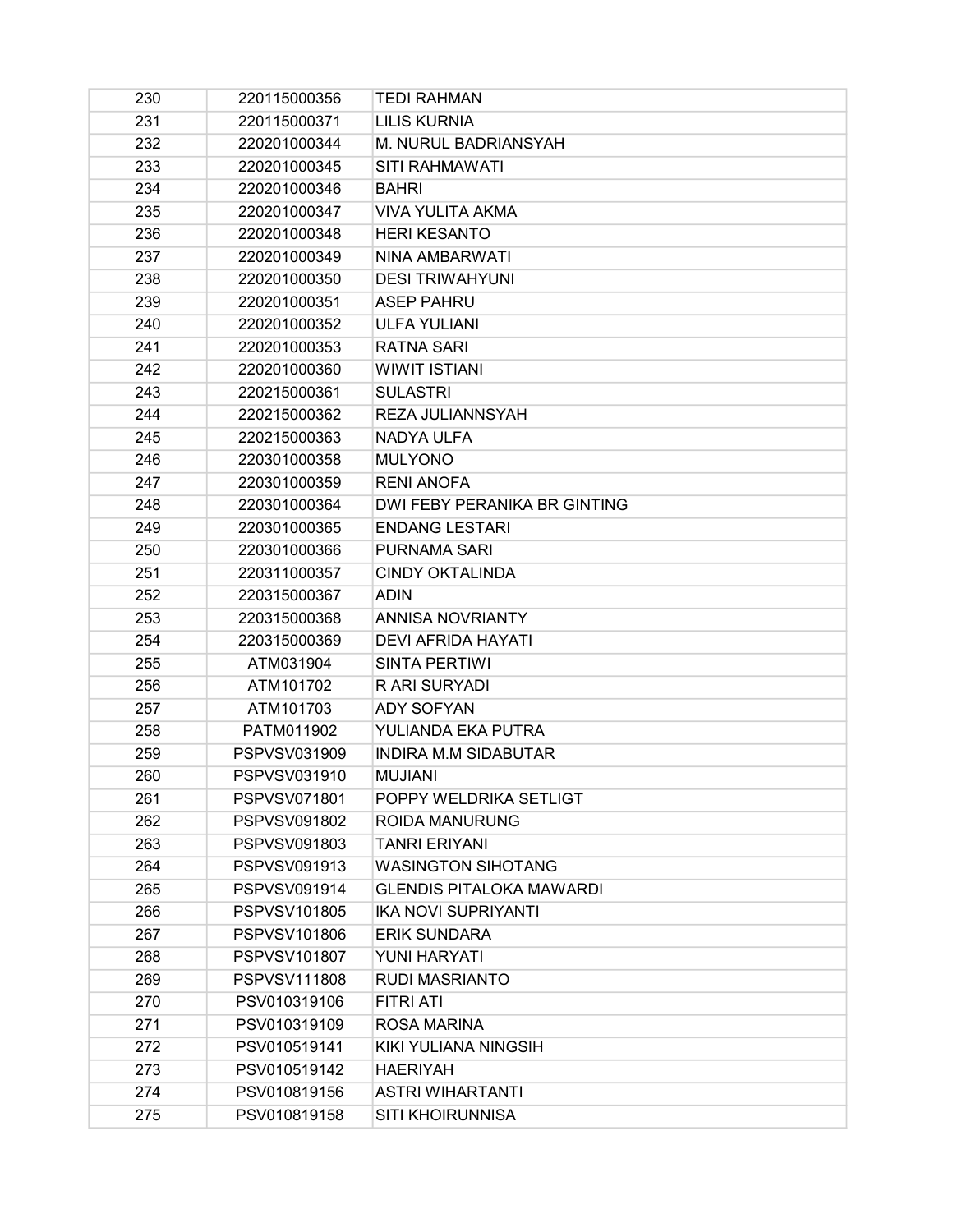| 230 | 220115000356 | TEDI RAHMAN |
|---|---|---|
| 231 | 220115000371 | LILIS KURNIA |
| 232 | 220201000344 | M. NURUL BADRIANSYAH |
| 233 | 220201000345 | SITI RAHMAWATI |
| 234 | 220201000346 | BAHRI |
| 235 | 220201000347 | VIVA YULITA AKMA |
| 236 | 220201000348 | HERI KESANTO |
| 237 | 220201000349 | NINA AMBARWATI |
| 238 | 220201000350 | DESI TRIWAHYUNI |
| 239 | 220201000351 | ASEP PAHRU |
| 240 | 220201000352 | ULFA YULIANI |
| 241 | 220201000353 | RATNA SARI |
| 242 | 220201000360 | WIWIT ISTIANI |
| 243 | 220215000361 | SULASTRI |
| 244 | 220215000362 | REZA JULIANNSYAH |
| 245 | 220215000363 | NADYA ULFA |
| 246 | 220301000358 | MULYONO |
| 247 | 220301000359 | RENI ANOFA |
| 248 | 220301000364 | DWI FEBY PERANIKA BR GINTING |
| 249 | 220301000365 | ENDANG LESTARI |
| 250 | 220301000366 | PURNAMA SARI |
| 251 | 220311000357 | CINDY OKTALINDA |
| 252 | 220315000367 | ADIN |
| 253 | 220315000368 | ANNISA NOVRIANTY |
| 254 | 220315000369 | DEVI AFRIDA HAYATI |
| 255 | ATM031904 | SINTA PERTIWI |
| 256 | ATM101702 | R ARI SURYADI |
| 257 | ATM101703 | ADY SOFYAN |
| 258 | PATM011902 | YULIANDA EKA PUTRA |
| 259 | PSPVSV031909 | INDIRA M.M SIDABUTAR |
| 260 | PSPVSV031910 | MUJIANI |
| 261 | PSPVSV071801 | POPPY WELDRIKA SETLIGT |
| 262 | PSPVSV091802 | ROIDA MANURUNG |
| 263 | PSPVSV091803 | TANRI ERIYANI |
| 264 | PSPVSV091913 | WASINGTON SIHOTANG |
| 265 | PSPVSV091914 | GLENDIS PITALOKA MAWARDI |
| 266 | PSPVSV101805 | IKA NOVI SUPRIYANTI |
| 267 | PSPVSV101806 | ERIK SUNDARA |
| 268 | PSPVSV101807 | YUNI HARYATI |
| 269 | PSPVSV111808 | RUDI MASRIANTO |
| 270 | PSV010319106 | FITRI ATI |
| 271 | PSV010319109 | ROSA MARINA |
| 272 | PSV010519141 | KIKI YULIANA NINGSIH |
| 273 | PSV010519142 | HAERIYAH |
| 274 | PSV010819156 | ASTRI WIHARTANTI |
| 275 | PSV010819158 | SITI KHOIRUNNISA |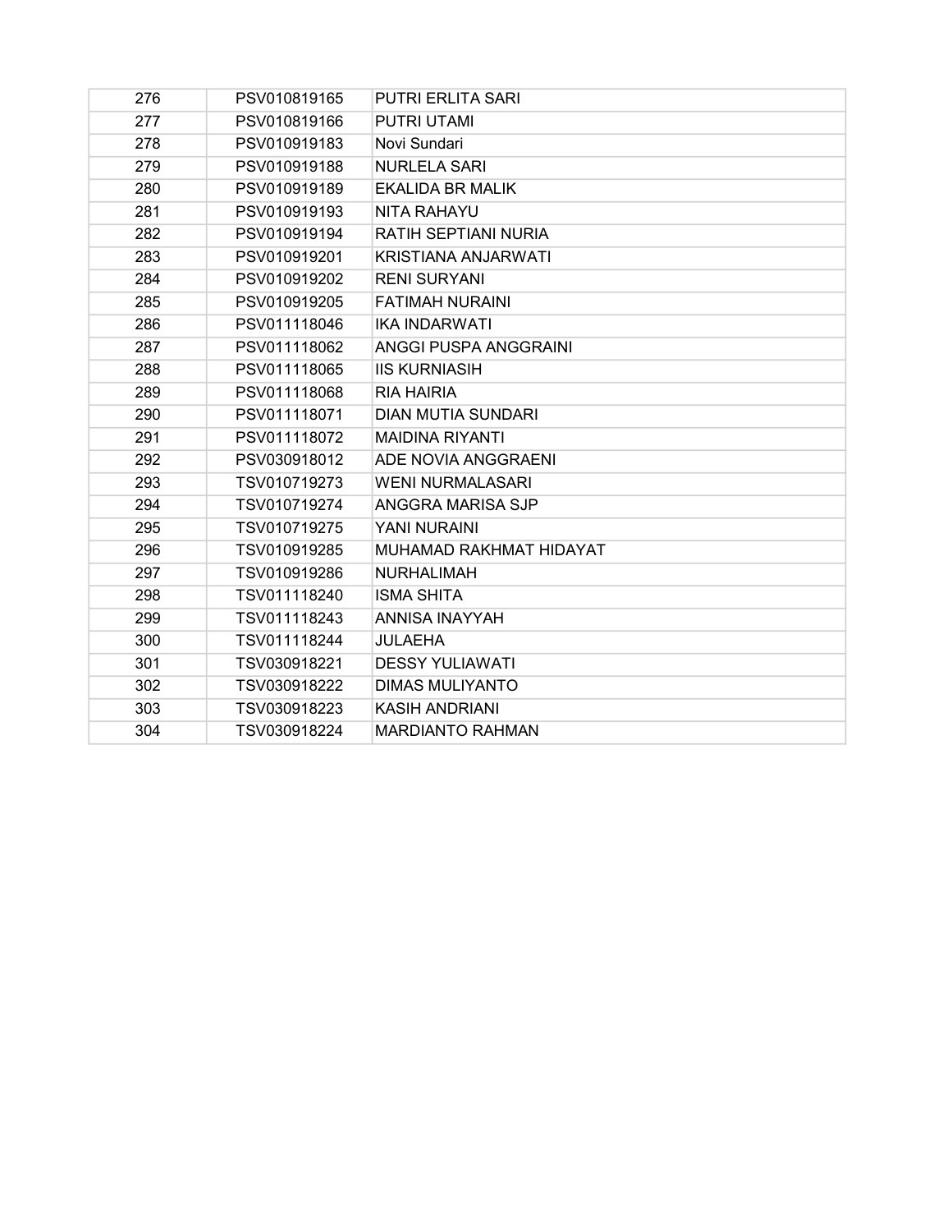| 276 | PSV010819165 | PUTRI ERLITA SARI |
|---|---|---|
| 277 | PSV010819166 | PUTRI UTAMI |
| 278 | PSV010919183 | Novi Sundari |
| 279 | PSV010919188 | NURLELA SARI |
| 280 | PSV010919189 | EKALIDA BR MALIK |
| 281 | PSV010919193 | NITA RAHAYU |
| 282 | PSV010919194 | RATIH SEPTIANI NURIA |
| 283 | PSV010919201 | KRISTIANA ANJARWATI |
| 284 | PSV010919202 | RENI SURYANI |
| 285 | PSV010919205 | FATIMAH NURAINI |
| 286 | PSV011118046 | IKA INDARWATI |
| 287 | PSV011118062 | ANGGI PUSPA ANGGRAINI |
| 288 | PSV011118065 | IIS KURNIASIH |
| 289 | PSV011118068 | RIA HAIRIA |
| 290 | PSV011118071 | DIAN MUTIA SUNDARI |
| 291 | PSV011118072 | MAIDINA RIYANTI |
| 292 | PSV030918012 | ADE NOVIA ANGGRAENI |
| 293 | TSV010719273 | WENI NURMALASARI |
| 294 | TSV010719274 | ANGGRA MARISA SJP |
| 295 | TSV010719275 | YANI NURAINI |
| 296 | TSV010919285 | MUHAMAD RAKHMAT HIDAYAT |
| 297 | TSV010919286 | NURHALIMAH |
| 298 | TSV011118240 | ISMA SHITA |
| 299 | TSV011118243 | ANNISA INAYYAH |
| 300 | TSV011118244 | JULAEHA |
| 301 | TSV030918221 | DESSY YULIAWATI |
| 302 | TSV030918222 | DIMAS MULIYANTO |
| 303 | TSV030918223 | KASIH ANDRIANI |
| 304 | TSV030918224 | MARDIANTO RAHMAN |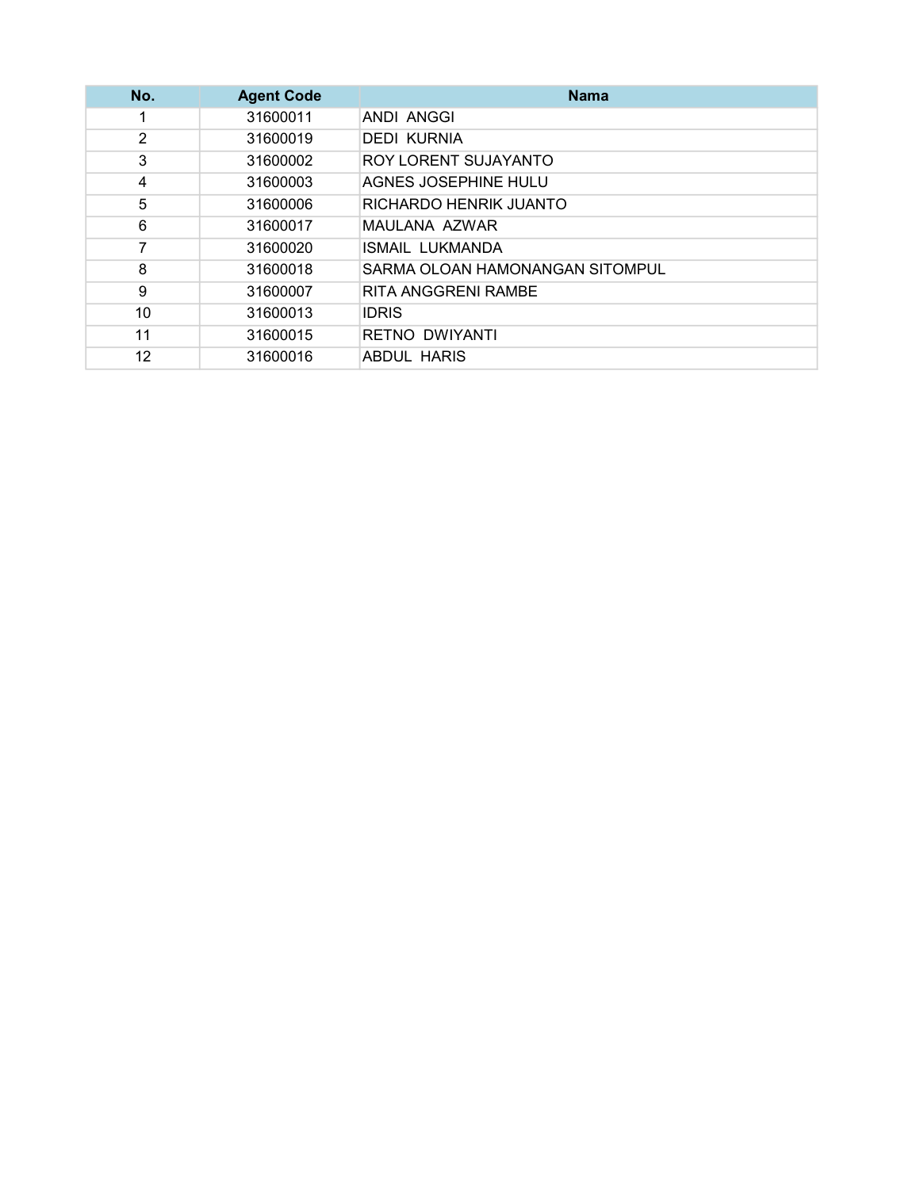| No. | Agent Code | Nama |
|---|---|---|
| 1 | 31600011 | ANDI  ANGGI |
| 2 | 31600019 | DEDI  KURNIA |
| 3 | 31600002 | ROY LORENT SUJAYANTO |
| 4 | 31600003 | AGNES JOSEPHINE HULU |
| 5 | 31600006 | RICHARDO HENRIK JUANTO |
| 6 | 31600017 | MAULANA  AZWAR |
| 7 | 31600020 | ISMAIL  LUKMANDA |
| 8 | 31600018 | SARMA OLOAN HAMONANGAN SITOMPUL |
| 9 | 31600007 | RITA ANGGRENI RAMBE |
| 10 | 31600013 | IDRIS |
| 11 | 31600015 | RETNO  DWIYANTI |
| 12 | 31600016 | ABDUL  HARIS |